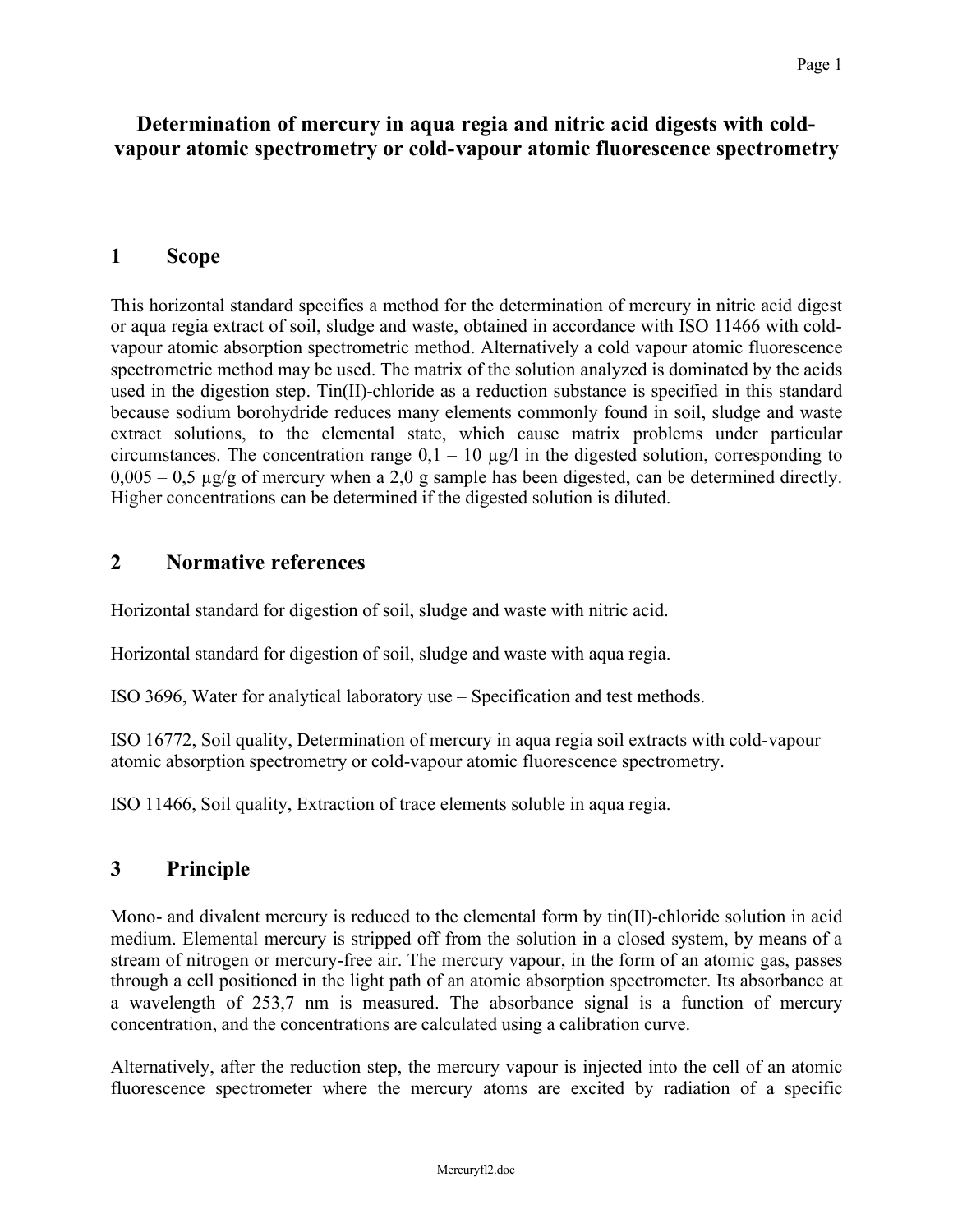# Determination of mercury in aqua regia and nitric acid digests with cold-vapour atomic spectrometry or cold-vapour atomic fluorescence spectrometry

## 1 Scope

This horizontal standard specifies a method for the determination of mercury in nitric acid digest or aqua regia extract of soil, sludge and waste, obtained in accordance with ISO 11466 with cold-vapour atomic absorption spectrometric method. Alternatively a cold vapour atomic fluorescence spectrometric method may be used. The matrix of the solution analyzed is dominated by the acids used in the digestion step. Tin(II)-chloride as a reduction substance is specified in this standard because sodium borohydride reduces many elements commonly found in soil, sludge and waste extract solutions, to the elemental state, which cause matrix problems under particular circumstances. The concentration range 0,1 – 10 µg/l in the digested solution, corresponding to 0,005 – 0,5 µg/g of mercury when a 2,0 g sample has been digested, can be determined directly. Higher concentrations can be determined if the digested solution is diluted.

## 2 Normative references

Horizontal standard for digestion of soil, sludge and waste with nitric acid.

Horizontal standard for digestion of soil, sludge and waste with aqua regia.

ISO 3696, Water for analytical laboratory use – Specification and test methods.

ISO 16772, Soil quality, Determination of mercury in aqua regia soil extracts with cold-vapour atomic absorption spectrometry or cold-vapour atomic fluorescence spectrometry.

ISO 11466, Soil quality, Extraction of trace elements soluble in aqua regia.

## 3 Principle

Mono- and divalent mercury is reduced to the elemental form by tin(II)-chloride solution in acid medium. Elemental mercury is stripped off from the solution in a closed system, by means of a stream of nitrogen or mercury-free air. The mercury vapour, in the form of an atomic gas, passes through a cell positioned in the light path of an atomic absorption spectrometer. Its absorbance at a wavelength of 253,7 nm is measured. The absorbance signal is a function of mercury concentration, and the concentrations are calculated using a calibration curve.

Alternatively, after the reduction step, the mercury vapour is injected into the cell of an atomic fluorescence spectrometer where the mercury atoms are excited by radiation of a specific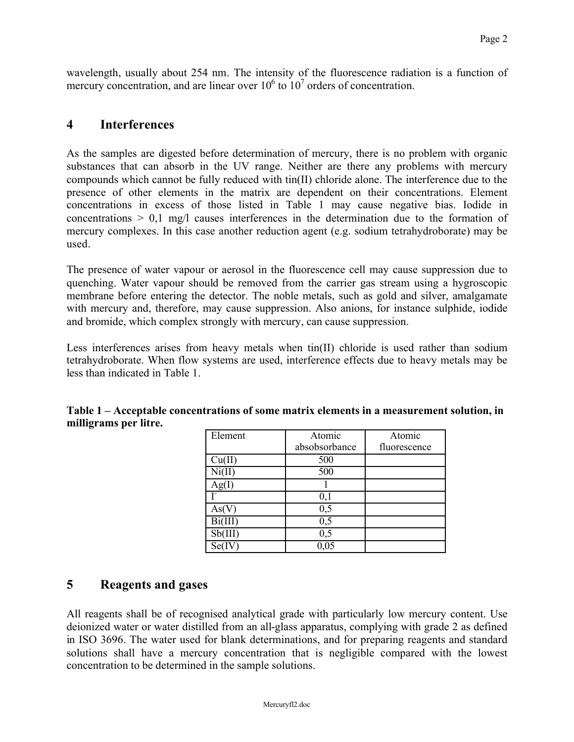wavelength, usually about 254 nm. The intensity of the fluorescence radiation is a function of mercury concentration, and are linear over $10^6$ to $10^7$ orders of concentration.

## 4 Interferences

As the samples are digested before determination of mercury, there is no problem with organic substances that can absorb in the UV range. Neither are there any problems with mercury compounds which cannot be fully reduced with tin(II) chloride alone. The interference due to the presence of other elements in the matrix are dependent on their concentrations. Element concentrations in excess of those listed in Table 1 may cause negative bias. Iodide in concentrations > 0,1 mg/l causes interferences in the determination due to the formation of mercury complexes. In this case another reduction agent (e.g. sodium tetrahydroborate) may be used.

The presence of water vapour or aerosol in the fluorescence cell may cause suppression due to quenching. Water vapour should be removed from the carrier gas stream using a hygroscopic membrane before entering the detector. The noble metals, such as gold and silver, amalgamate with mercury and, therefore, may cause suppression. Also anions, for instance sulphide, iodide and bromide, which complex strongly with mercury, can cause suppression.

Less interferences arises from heavy metals when tin(II) chloride is used rather than sodium tetrahydroborate. When flow systems are used, interference effects due to heavy metals may be less than indicated in Table 1.

**Table 1 – Acceptable concentrations of some matrix elements in a measurement solution, in milligrams per litre.**

| Element | Atomic absobsorbance | Atomic fluorescence |
|---|---|---|
| Cu(II) | 500 | |
| Ni(II) | 500 | |
| Ag(I) | 1 | |
| $I^-$ | 0,1 | |
| As(V) | 0,5 | |
| Bi(III) | 0,5 | |
| Sb(III) | 0,5 | |
| Se(IV) | 0,05 | |

## 5 Reagents and gases

All reagents shall be of recognised analytical grade with particularly low mercury content. Use deionized water or water distilled from an all-glass apparatus, complying with grade 2 as defined in ISO 3696. The water used for blank determinations, and for preparing reagents and standard solutions shall have a mercury concentration that is negligible compared with the lowest concentration to be determined in the sample solutions.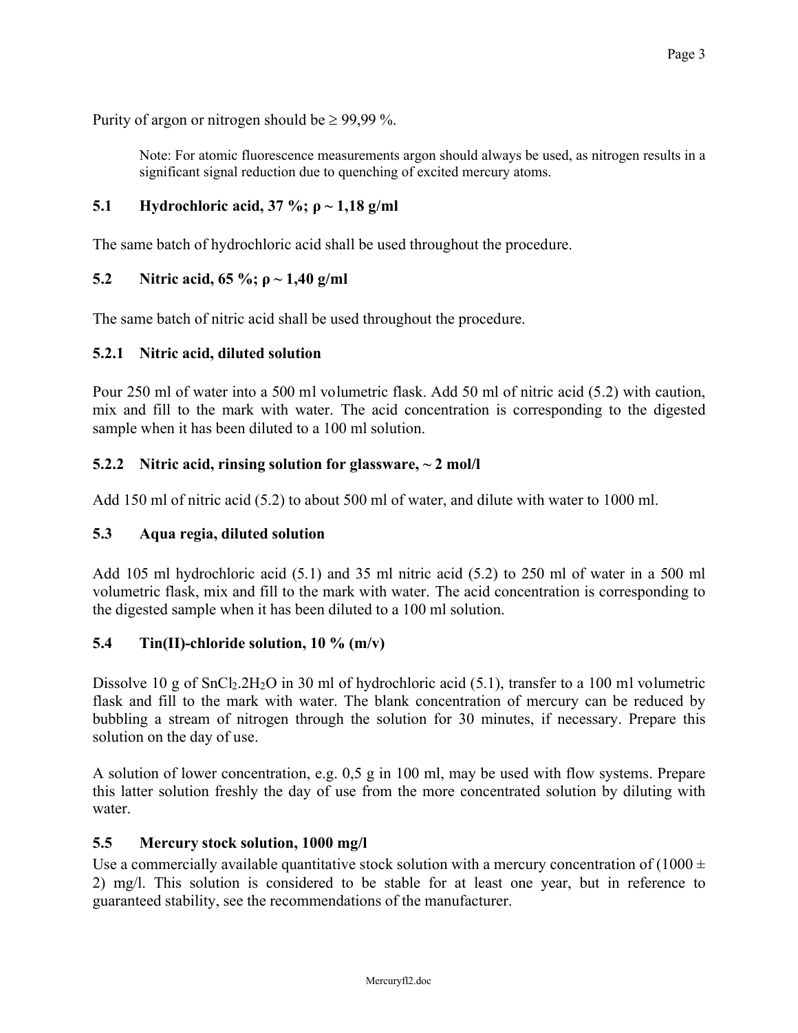Purity of argon or nitrogen should be ≥ 99,99 %.

> Note: For atomic fluorescence measurements argon should always be used, as nitrogen results in a significant signal reduction due to quenching of excited mercury atoms.

### 5.1 Hydrochloric acid, 37 %; ρ ~ 1,18 g/ml

The same batch of hydrochloric acid shall be used throughout the procedure.

### 5.2 Nitric acid, 65 %; ρ ~ 1,40 g/ml

The same batch of nitric acid shall be used throughout the procedure.

#### 5.2.1 Nitric acid, diluted solution

Pour 250 ml of water into a 500 ml volumetric flask. Add 50 ml of nitric acid (5.2) with caution, mix and fill to the mark with water. The acid concentration is corresponding to the digested sample when it has been diluted to a 100 ml solution.

#### 5.2.2 Nitric acid, rinsing solution for glassware, ~ 2 mol/l

Add 150 ml of nitric acid (5.2) to about 500 ml of water, and dilute with water to 1000 ml.

### 5.3 Aqua regia, diluted solution

Add 105 ml hydrochloric acid (5.1) and 35 ml nitric acid (5.2) to 250 ml of water in a 500 ml volumetric flask, mix and fill to the mark with water. The acid concentration is corresponding to the digested sample when it has been diluted to a 100 ml solution.

### 5.4 Tin(II)-chloride solution, 10 % (m/v)

Dissolve 10 g of $SnCl_2.2H_2O$ in 30 ml of hydrochloric acid (5.1), transfer to a 100 ml volumetric flask and fill to the mark with water. The blank concentration of mercury can be reduced by bubbling a stream of nitrogen through the solution for 30 minutes, if necessary. Prepare this solution on the day of use.

A solution of lower concentration, e.g. 0,5 g in 100 ml, may be used with flow systems. Prepare this latter solution freshly the day of use from the more concentrated solution by diluting with water.

### 5.5 Mercury stock solution, 1000 mg/l

Use a commercially available quantitative stock solution with a mercury concentration of (1000 ± 2) mg/l. This solution is considered to be stable for at least one year, but in reference to guaranteed stability, see the recommendations of the manufacturer.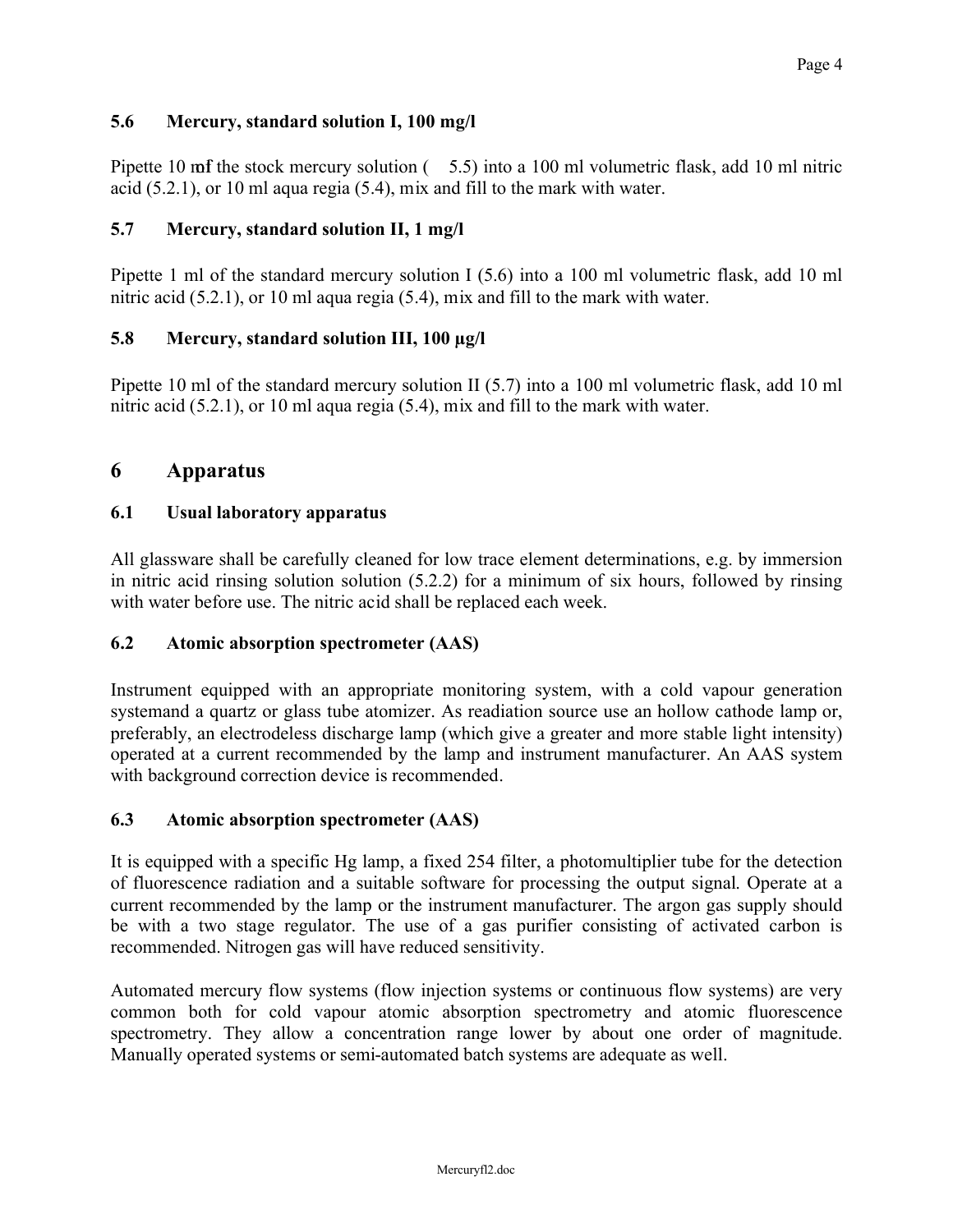### 5.6 Mercury, standard solution I, 100 mg/l

Pipette 10 ml of the stock mercury solution ( 5.5) into a 100 ml volumetric flask, add 10 ml nitric acid (5.2.1), or 10 ml aqua regia (5.4), mix and fill to the mark with water.

### 5.7 Mercury, standard solution II, 1 mg/l

Pipette 1 ml of the standard mercury solution I (5.6) into a 100 ml volumetric flask, add 10 ml nitric acid (5.2.1), or 10 ml aqua regia (5.4), mix and fill to the mark with water.

### 5.8 Mercury, standard solution III, 100 µg/l

Pipette 10 ml of the standard mercury solution II (5.7) into a 100 ml volumetric flask, add 10 ml nitric acid (5.2.1), or 10 ml aqua regia (5.4), mix and fill to the mark with water.

## 6 Apparatus

### 6.1 Usual laboratory apparatus

All glassware shall be carefully cleaned for low trace element determinations, e.g. by immersion in nitric acid rinsing solution solution (5.2.2) for a minimum of six hours, followed by rinsing with water before use. The nitric acid shall be replaced each week.

### 6.2 Atomic absorption spectrometer (AAS)

Instrument equipped with an appropriate monitoring system, with a cold vapour generation systemand a quartz or glass tube atomizer. As readiation source use an hollow cathode lamp or, preferably, an electrodeless discharge lamp (which give a greater and more stable light intensity) operated at a current recommended by the lamp and instrument manufacturer. An AAS system with background correction device is recommended.

### 6.3 Atomic absorption spectrometer (AAS)

It is equipped with a specific Hg lamp, a fixed 254 filter, a photomultiplier tube for the detection of fluorescence radiation and a suitable software for processing the output signal. Operate at a current recommended by the lamp or the instrument manufacturer. The argon gas supply should be with a two stage regulator. The use of a gas purifier consisting of activated carbon is recommended. Nitrogen gas will have reduced sensitivity.

Automated mercury flow systems (flow injection systems or continuous flow systems) are very common both for cold vapour atomic absorption spectrometry and atomic fluorescence spectrometry. They allow a concentration range lower by about one order of magnitude. Manually operated systems or semi-automated batch systems are adequate as well.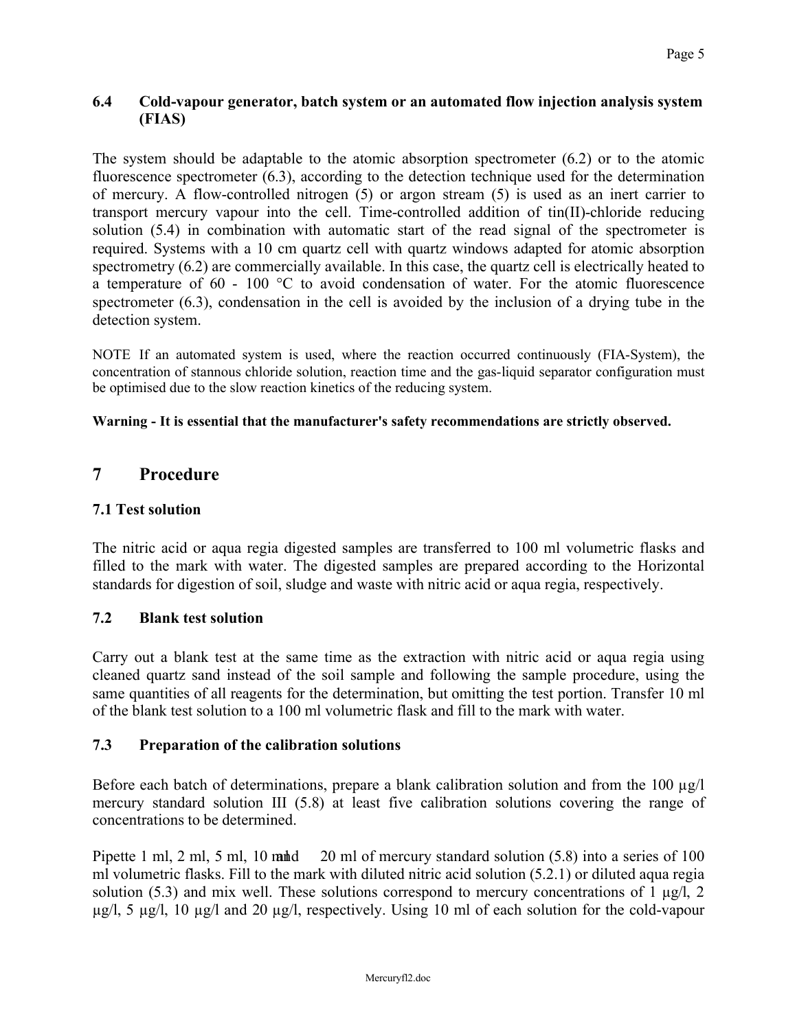### 6.4 Cold-vapour generator, batch system or an automated flow injection analysis system (FIAS)

The system should be adaptable to the atomic absorption spectrometer (6.2) or to the atomic fluorescence spectrometer (6.3), according to the detection technique used for the determination of mercury. A flow-controlled nitrogen (5) or argon stream (5) is used as an inert carrier to transport mercury vapour into the cell. Time-controlled addition of tin(II)-chloride reducing solution (5.4) in combination with automatic start of the read signal of the spectrometer is required. Systems with a 10 cm quartz cell with quartz windows adapted for atomic absorption spectrometry (6.2) are commercially available. In this case, the quartz cell is electrically heated to a temperature of 60 - 100 °C to avoid condensation of water. For the atomic fluorescence spectrometer (6.3), condensation in the cell is avoided by the inclusion of a drying tube in the detection system.

NOTE If an automated system is used, where the reaction occurred continuously (FIA-System), the concentration of stannous chloride solution, reaction time and the gas-liquid separator configuration must be optimised due to the slow reaction kinetics of the reducing system.

**Warning - It is essential that the manufacturer's safety recommendations are strictly observed.**

## 7 Procedure

### 7.1 Test solution

The nitric acid or aqua regia digested samples are transferred to 100 ml volumetric flasks and filled to the mark with water. The digested samples are prepared according to the Horizontal standards for digestion of soil, sludge and waste with nitric acid or aqua regia, respectively.

### 7.2 Blank test solution

Carry out a blank test at the same time as the extraction with nitric acid or aqua regia using cleaned quartz sand instead of the soil sample and following the sample procedure, using the same quantities of all reagents for the determination, but omitting the test portion. Transfer 10 ml of the blank test solution to a 100 ml volumetric flask and fill to the mark with water.

### 7.3 Preparation of the calibration solutions

Before each batch of determinations, prepare a blank calibration solution and from the 100 µg/l mercury standard solution III (5.8) at least five calibration solutions covering the range of concentrations to be determined.

Pipette 1 ml, 2 ml, 5 ml, 10 ml and 20 ml of mercury standard solution (5.8) into a series of 100 ml volumetric flasks. Fill to the mark with diluted nitric acid solution (5.2.1) or diluted aqua regia solution (5.3) and mix well. These solutions correspond to mercury concentrations of 1 µg/l, 2 µg/l, 5 µg/l, 10 µg/l and 20 µg/l, respectively. Using 10 ml of each solution for the cold-vapour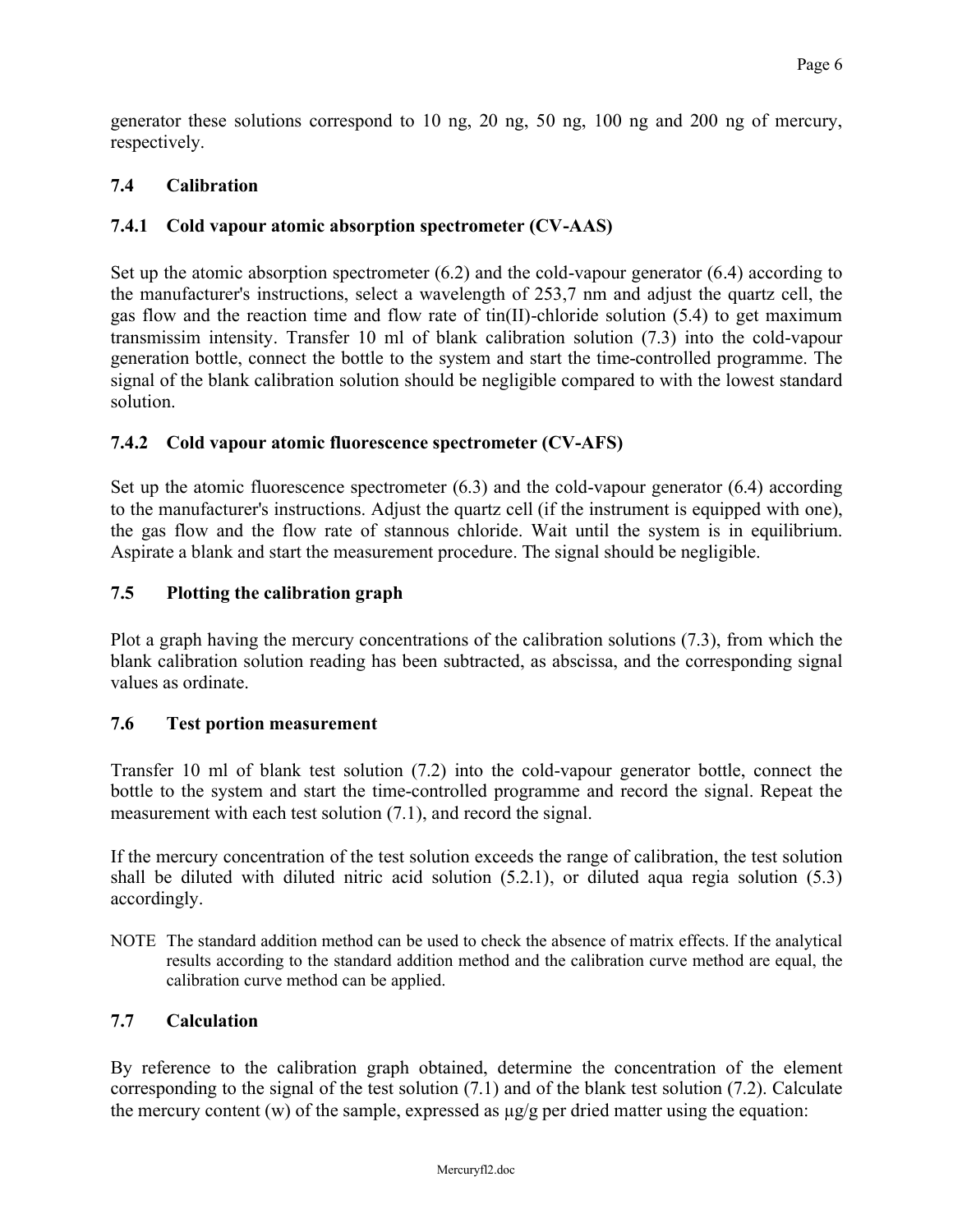generator these solutions correspond to 10 ng, 20 ng, 50 ng, 100 ng and 200 ng of mercury, respectively.

### 7.4 Calibration

#### 7.4.1 Cold vapour atomic absorption spectrometer (CV-AAS)

Set up the atomic absorption spectrometer (6.2) and the cold-vapour generator (6.4) according to the manufacturer's instructions, select a wavelength of 253,7 nm and adjust the quartz cell, the gas flow and the reaction time and flow rate of tin(II)-chloride solution (5.4) to get maximum transmissim intensity. Transfer 10 ml of blank calibration solution (7.3) into the cold-vapour generation bottle, connect the bottle to the system and start the time-controlled programme. The signal of the blank calibration solution should be negligible compared to with the lowest standard solution.

#### 7.4.2 Cold vapour atomic fluorescence spectrometer (CV-AFS)

Set up the atomic fluorescence spectrometer (6.3) and the cold-vapour generator (6.4) according to the manufacturer's instructions. Adjust the quartz cell (if the instrument is equipped with one), the gas flow and the flow rate of stannous chloride. Wait until the system is in equilibrium. Aspirate a blank and start the measurement procedure. The signal should be negligible.

### 7.5 Plotting the calibration graph

Plot a graph having the mercury concentrations of the calibration solutions (7.3), from which the blank calibration solution reading has been subtracted, as abscissa, and the corresponding signal values as ordinate.

### 7.6 Test portion measurement

Transfer 10 ml of blank test solution (7.2) into the cold-vapour generator bottle, connect the bottle to the system and start the time-controlled programme and record the signal. Repeat the measurement with each test solution (7.1), and record the signal.

If the mercury concentration of the test solution exceeds the range of calibration, the test solution shall be diluted with diluted nitric acid solution (5.2.1), or diluted aqua regia solution (5.3) accordingly.

NOTE The standard addition method can be used to check the absence of matrix effects. If the analytical results according to the standard addition method and the calibration curve method are equal, the calibration curve method can be applied.

### 7.7 Calculation

By reference to the calibration graph obtained, determine the concentration of the element corresponding to the signal of the test solution (7.1) and of the blank test solution (7.2). Calculate the mercury content (w) of the sample, expressed as µg/g per dried matter using the equation: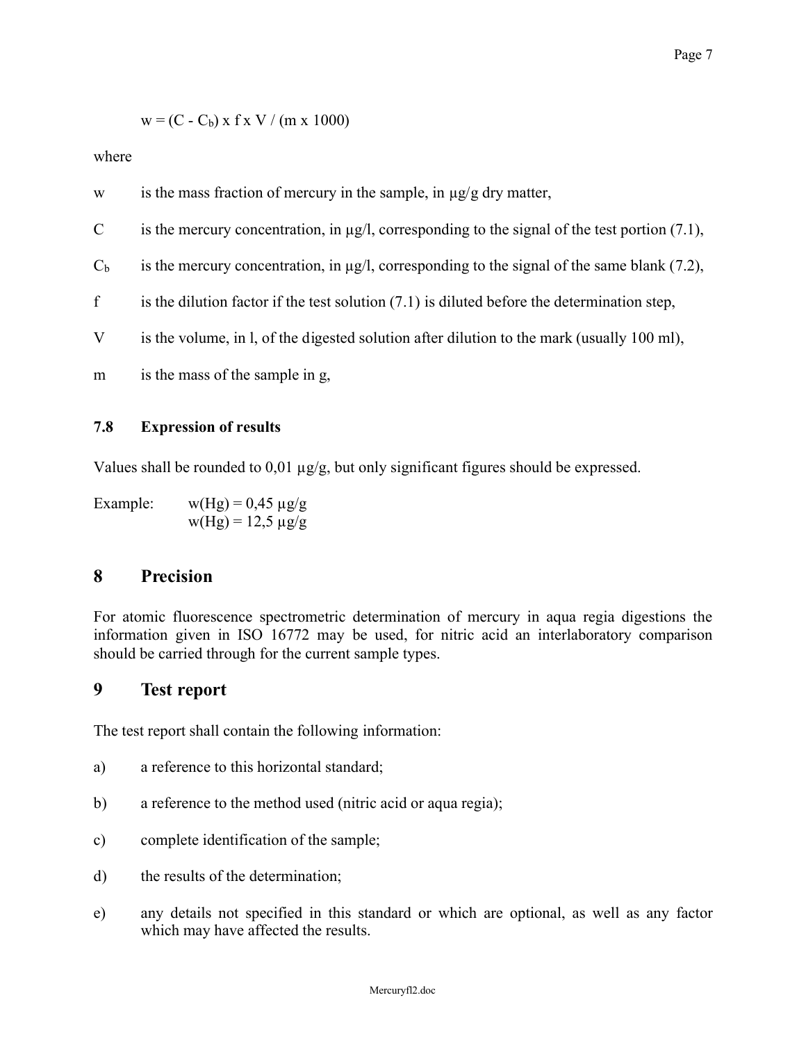$$w = (C - C_b) \times f \times V / (m \times 1000)$$

where

- $w$ is the mass fraction of mercury in the sample, in µg/g dry matter,
- $C$ is the mercury concentration, in µg/l, corresponding to the signal of the test portion (7.1),
- $C_b$ is the mercury concentration, in µg/l, corresponding to the signal of the same blank (7.2),
- $f$ is the dilution factor if the test solution (7.1) is diluted before the determination step,
- $V$ is the volume, in l, of the digested solution after dilution to the mark (usually 100 ml),
- $m$ is the mass of the sample in g,

### 7.8 Expression of results

Values shall be rounded to 0,01 µg/g, but only significant figures should be expressed.

Example: w(Hg) = 0,45 µg/g
w(Hg) = 12,5 µg/g

## 8 Precision

For atomic fluorescence spectrometric determination of mercury in aqua regia digestions the information given in ISO 16772 may be used, for nitric acid an interlaboratory comparison should be carried through for the current sample types.

## 9 Test report

The test report shall contain the following information:

a) a reference to this horizontal standard;

b) a reference to the method used (nitric acid or aqua regia);

c) complete identification of the sample;

d) the results of the determination;

e) any details not specified in this standard or which are optional, as well as any factor which may have affected the results.